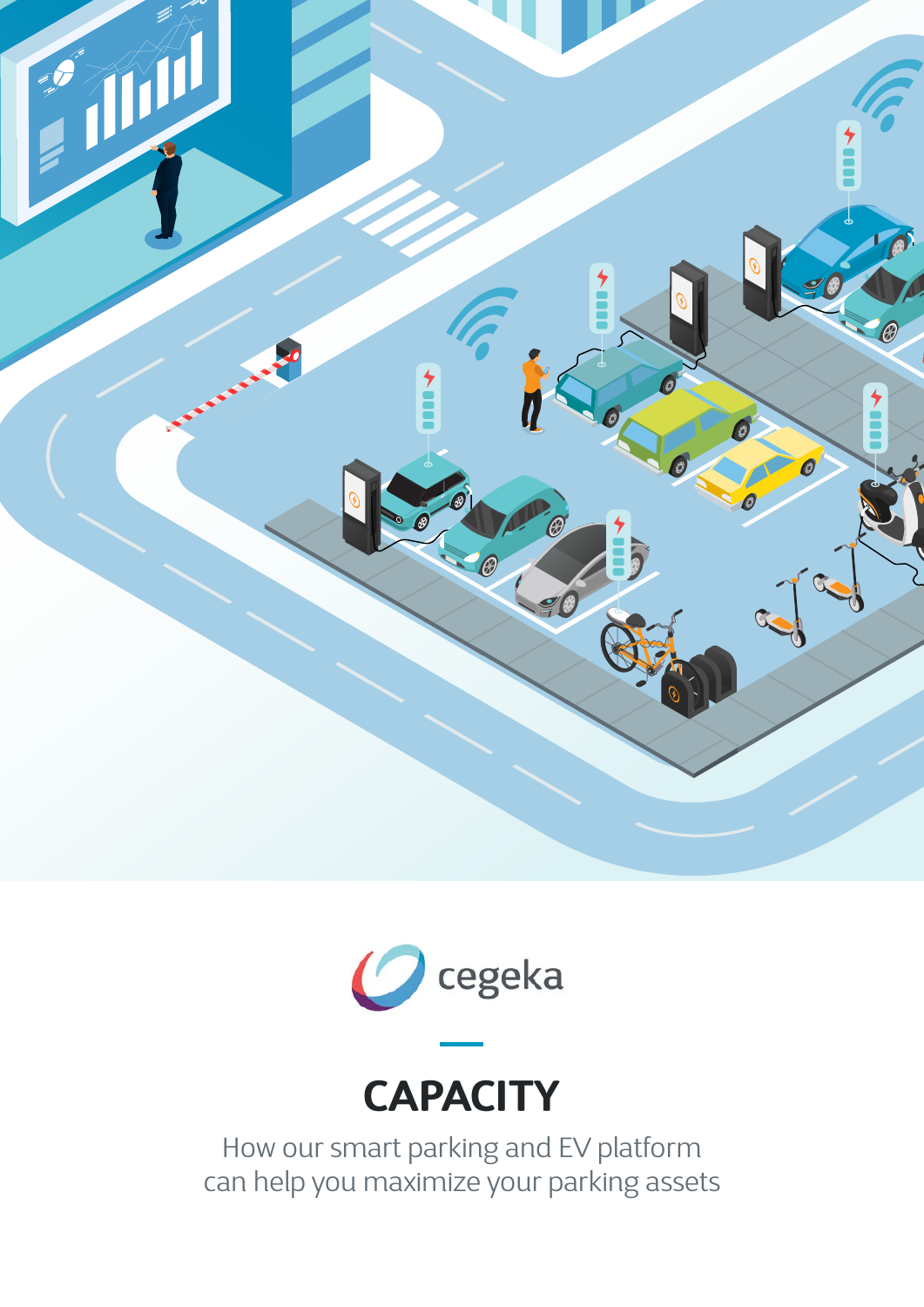cegeka

# CAPACITY

How our smart parking and EV platform
can help you maximize your parking assets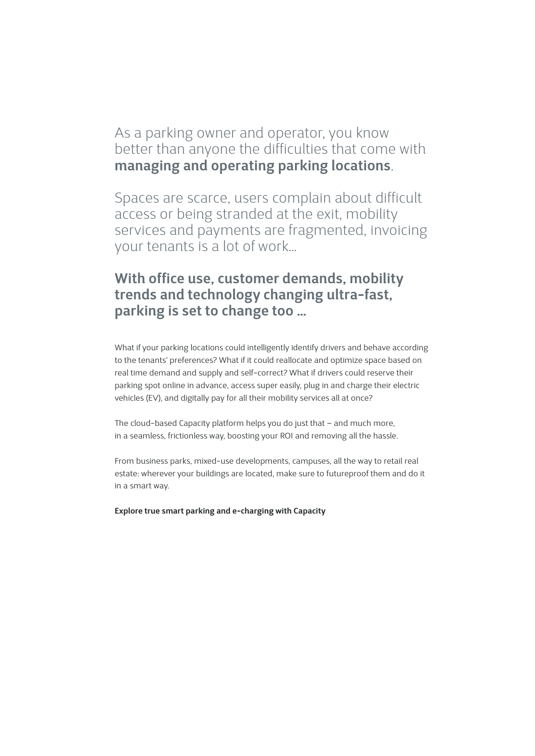As a parking owner and operator, you know better than anyone the difficulties that come with **managing and operating parking locations**.

Spaces are scarce, users complain about difficult access or being stranded at the exit, mobility services and payments are fragmented, invoicing your tenants is a lot of work…

## With office use, customer demands, mobility trends and technology changing ultra-fast, parking is set to change too …

What if your parking locations could intelligently identify drivers and behave according to the tenants' preferences? What if it could reallocate and optimize space based on real time demand and supply and self-correct? What if drivers could reserve their parking spot online in advance, access super easily, plug in and charge their electric vehicles (EV), and digitally pay for all their mobility services all at once?

The cloud-based Capacity platform helps you do just that – and much more, in a seamless, frictionless way, boosting your ROI and removing all the hassle.

From business parks, mixed-use developments, campuses, all the way to retail real estate: wherever your buildings are located, make sure to futureproof them and do it in a smart way.

**Explore true smart parking and e-charging with Capacity**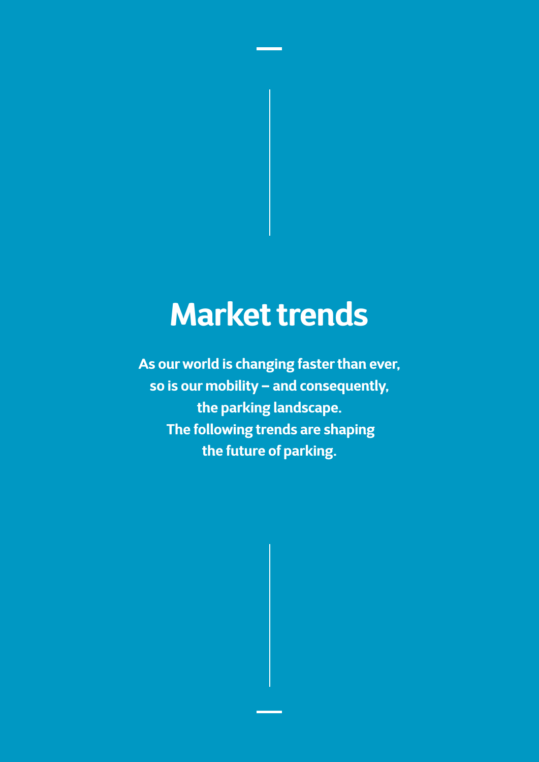# Market trends

**As our world is changing faster than ever, so is our mobility – and consequently, the parking landscape. The following trends are shaping the future of parking.**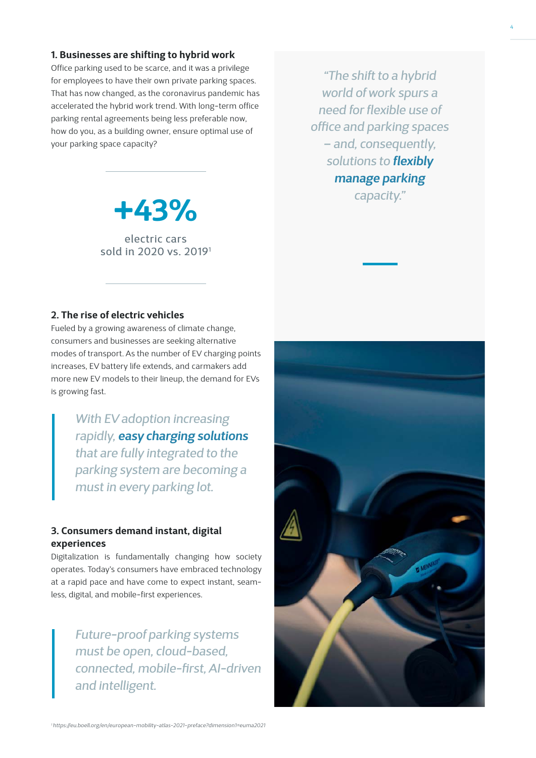### 1. Businesses are shifting to hybrid work

Office parking used to be scarce, and it was a privilege for employees to have their own private parking spaces. That has now changed, as the coronavirus pandemic has accelerated the hybrid work trend. With long-term office parking rental agreements being less preferable now, how do you, as a building owner, ensure optimal use of your parking space capacity?

> *"The shift to a hybrid world of work spurs a need for flexible use of office and parking spaces – and, consequently, solutions to* ***flexibly manage parking*** *capacity."*

**+43%**

electric cars sold in 2020 vs. 2019[1]

### 2. The rise of electric vehicles

Fueled by a growing awareness of climate change, consumers and businesses are seeking alternative modes of transport. As the number of EV charging points increases, EV battery life extends, and carmakers add more new EV models to their lineup, the demand for EVs is growing fast.

> *With EV adoption increasing rapidly,* ***easy charging solutions*** *that are fully integrated to the parking system are becoming a must in every parking lot.*

### 3. Consumers demand instant, digital experiences

Digitalization is fundamentally changing how society operates. Today's consumers have embraced technology at a rapid pace and have come to expect instant, seamless, digital, and mobile-first experiences.

> *Future-proof parking systems must be open, cloud-based, connected, mobile-first, AI-driven and intelligent.*

[1] https://eu.boell.org/en/european-mobility-atlas-2021-preface?dimension1=euma2021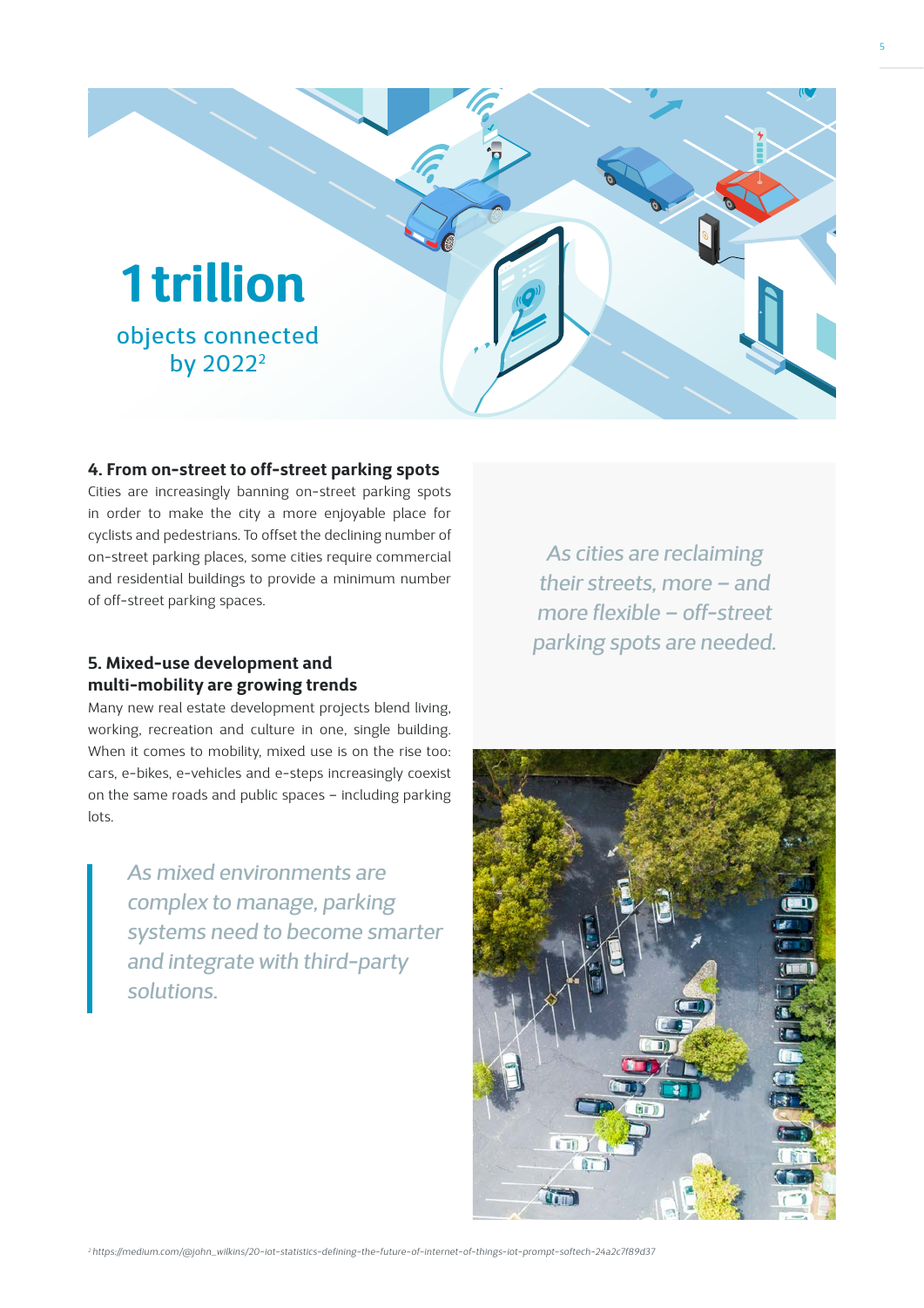**1 trillion**

objects connected by 2022[2]

### 4. From on-street to off-street parking spots

Cities are increasingly banning on-street parking spots in order to make the city a more enjoyable place for cyclists and pedestrians. To offset the declining number of on-street parking places, some cities require commercial and residential buildings to provide a minimum number of off-street parking spaces.

*As cities are reclaiming their streets, more – and more flexible – off-street parking spots are needed.*

### 5. Mixed-use development and multi-mobility are growing trends

Many new real estate development projects blend living, working, recreation and culture in one, single building. When it comes to mobility, mixed use is on the rise too: cars, e-bikes, e-vehicles and e-steps increasingly coexist on the same roads and public spaces – including parking lots.

> *As mixed environments are complex to manage, parking systems need to become smarter and integrate with third-party solutions.*

[2] https://medium.com/@john_wilkins/20-iot-statistics-defining-the-future-of-internet-of-things-iot-prompt-softech-24a2c7f89d37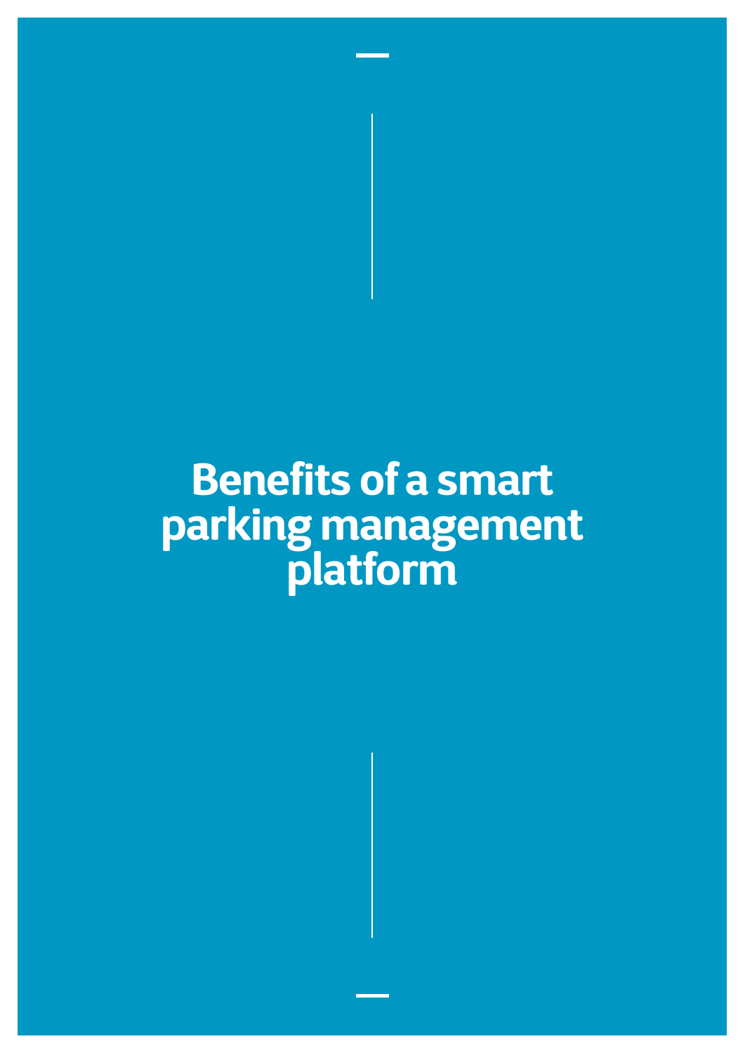# Benefits of a smart parking management platform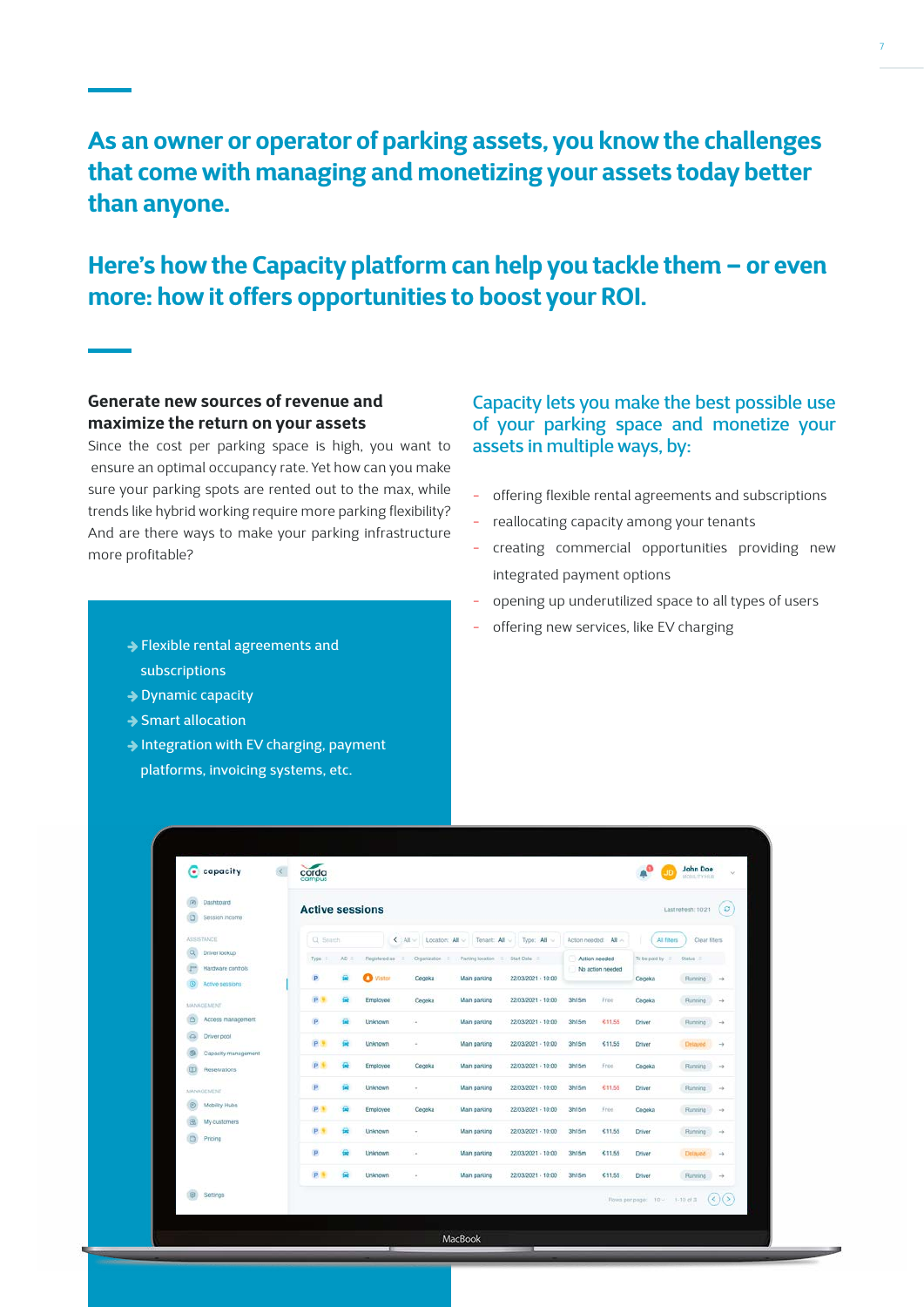## As an owner or operator of parking assets, you know the challenges that come with managing and monetizing your assets today better than anyone.

## Here's how the Capacity platform can help you tackle them – or even more: how it offers opportunities to boost your ROI.

**Generate new sources of revenue and maximize the return on your assets**

Since the cost per parking space is high, you want to ensure an optimal occupancy rate. Yet how can you make sure your parking spots are rented out to the max, while trends like hybrid working require more parking flexibility? And are there ways to make your parking infrastructure more profitable?

- → Flexible rental agreements and subscriptions
- → Dynamic capacity
- → Smart allocation
- → Integration with EV charging, payment platforms, invoicing systems, etc.

### Capacity lets you make the best possible use of your parking space and monetize your assets in multiple ways, by:

- offering flexible rental agreements and subscriptions
- reallocating capacity among your tenants
- creating commercial opportunities providing new integrated payment options
- opening up underutilized space to all types of users
- offering new services, like EV charging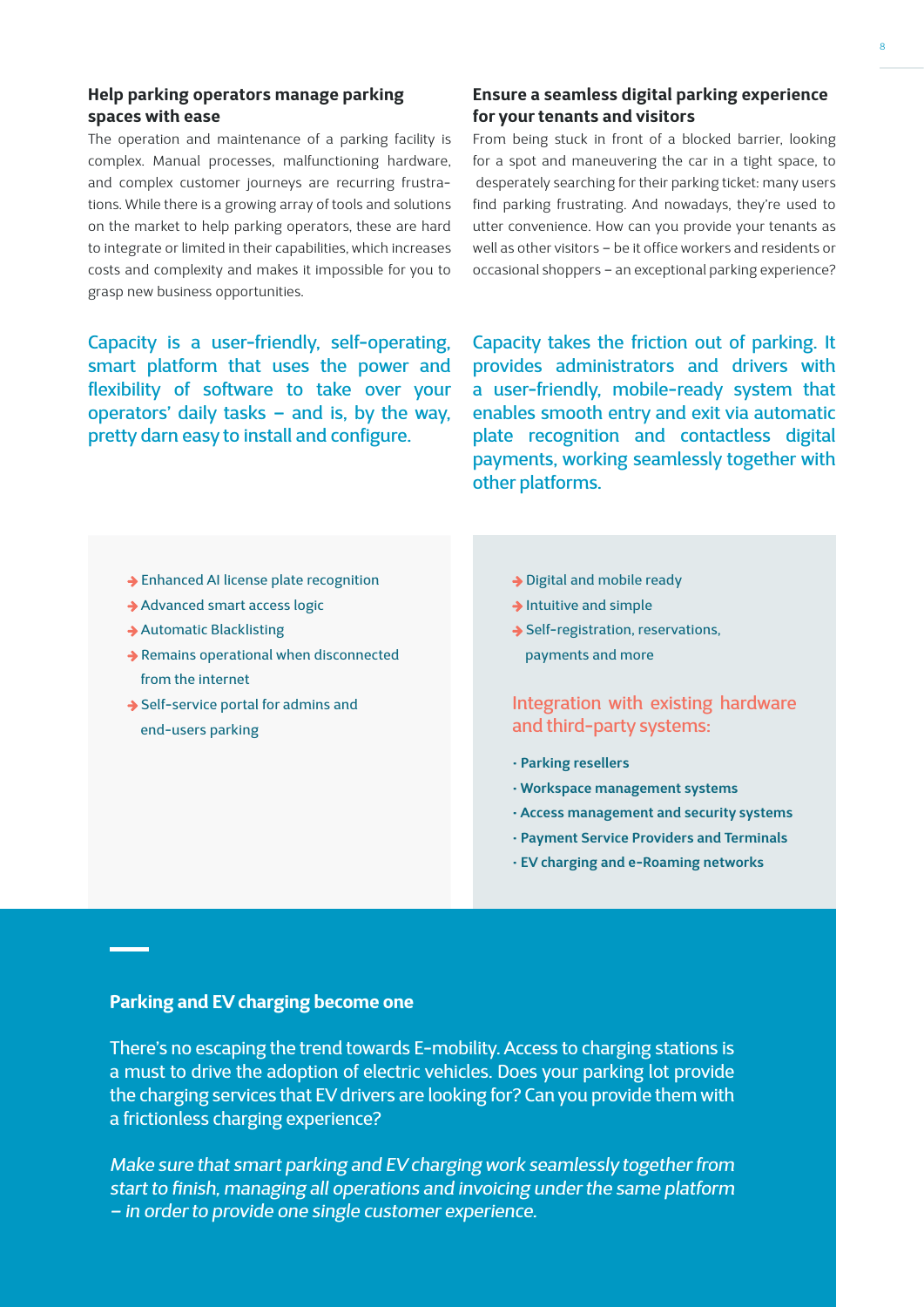## Help parking operators manage parking spaces with ease

The operation and maintenance of a parking facility is complex. Manual processes, malfunctioning hardware, and complex customer journeys are recurring frustrations. While there is a growing array of tools and solutions on the market to help parking operators, these are hard to integrate or limited in their capabilities, which increases costs and complexity and makes it impossible for you to grasp new business opportunities.

Capacity is a user-friendly, self-operating, smart platform that uses the power and flexibility of software to take over your operators' daily tasks – and is, by the way, pretty darn easy to install and configure.

- Enhanced AI license plate recognition
- Advanced smart access logic
- Automatic Blacklisting
- Remains operational when disconnected from the internet
- Self-service portal for admins and end-users parking

## Ensure a seamless digital parking experience for your tenants and visitors

From being stuck in front of a blocked barrier, looking for a spot and maneuvering the car in a tight space, to desperately searching for their parking ticket: many users find parking frustrating. And nowadays, they're used to utter convenience. How can you provide your tenants as well as other visitors – be it office workers and residents or occasional shoppers – an exceptional parking experience?

Capacity takes the friction out of parking. It provides administrators and drivers with a user-friendly, mobile-ready system that enables smooth entry and exit via automatic plate recognition and contactless digital payments, working seamlessly together with other platforms.

- Digital and mobile ready
- Intuitive and simple
- Self-registration, reservations, payments and more

### Integration with existing hardware and third-party systems:

- **Parking resellers**
- **Workspace management systems**
- **Access management and security systems**
- **Payment Service Providers and Terminals**
- **EV charging and e-Roaming networks**

## Parking and EV charging become one

There's no escaping the trend towards E-mobility. Access to charging stations is a must to drive the adoption of electric vehicles. Does your parking lot provide the charging services that EV drivers are looking for? Can you provide them with a frictionless charging experience?

*Make sure that smart parking and EV charging work seamlessly together from start to finish, managing all operations and invoicing under the same platform – in order to provide one single customer experience.*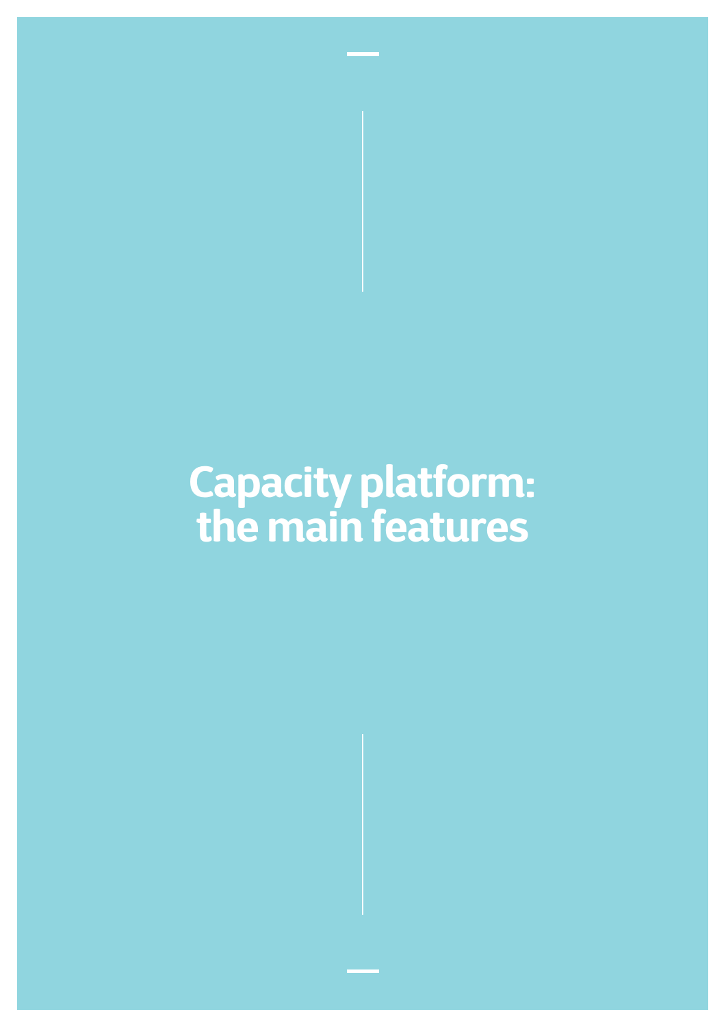# Capacity platform: the main features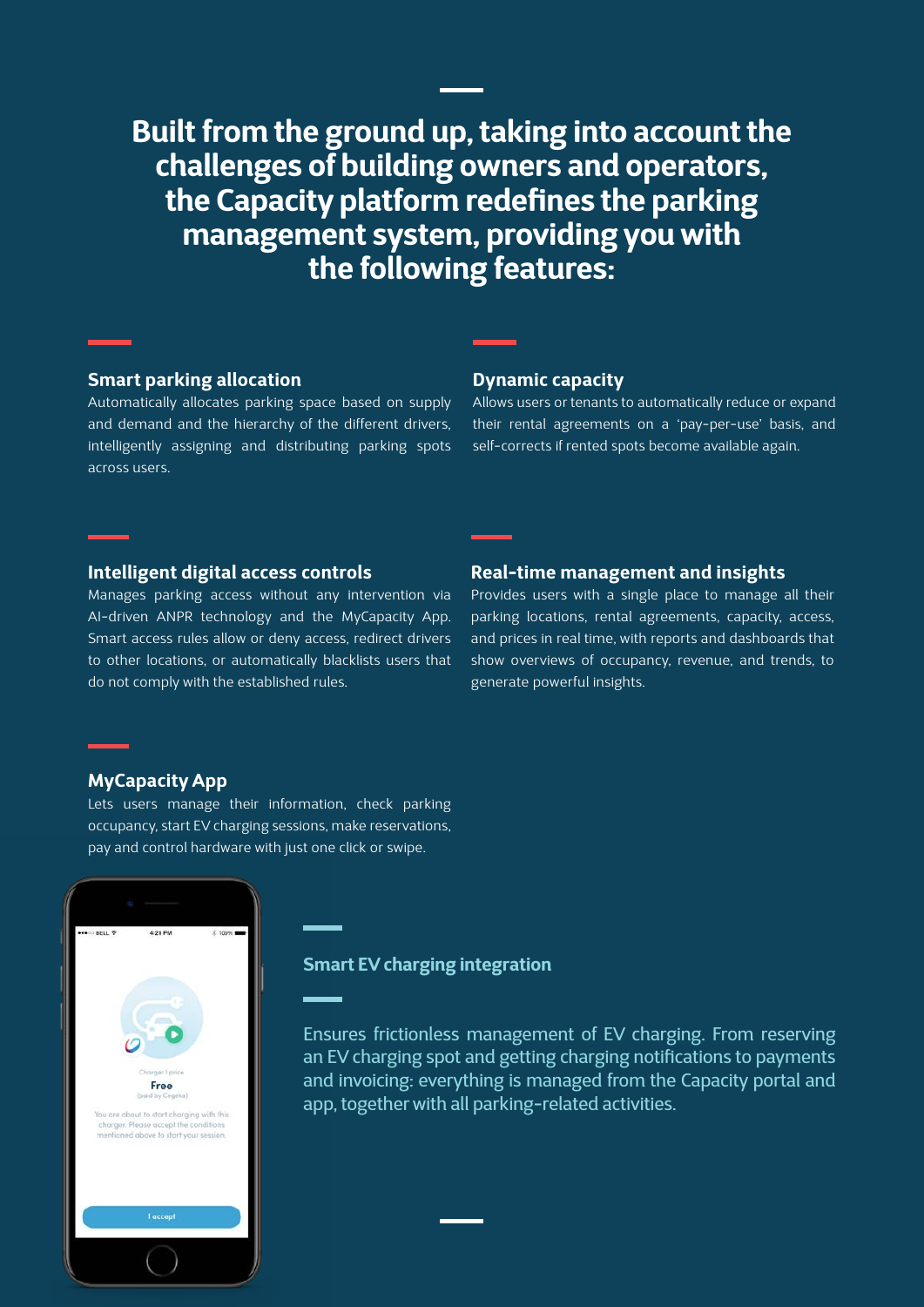## Built from the ground up, taking into account the challenges of building owners and operators, the Capacity platform redefines the parking management system, providing you with the following features:

### Smart parking allocation

Automatically allocates parking space based on supply and demand and the hierarchy of the different drivers, intelligently assigning and distributing parking spots across users.

### Dynamic capacity

Allows users or tenants to automatically reduce or expand their rental agreements on a 'pay-per-use' basis, and self-corrects if rented spots become available again.

### Intelligent digital access controls

Manages parking access without any intervention via AI-driven ANPR technology and the MyCapacity App. Smart access rules allow or deny access, redirect drivers to other locations, or automatically blacklists users that do not comply with the established rules.

### Real-time management and insights

Provides users with a single place to manage all their parking locations, rental agreements, capacity, access, and prices in real time, with reports and dashboards that show overviews of occupancy, revenue, and trends, to generate powerful insights.

### MyCapacity App

Lets users manage their information, check parking occupancy, start EV charging sessions, make reservations, pay and control hardware with just one click or swipe.

### Smart EV charging integration

Ensures frictionless management of EV charging. From reserving an EV charging spot and getting charging notifications to payments and invoicing: everything is managed from the Capacity portal and app, together with all parking-related activities.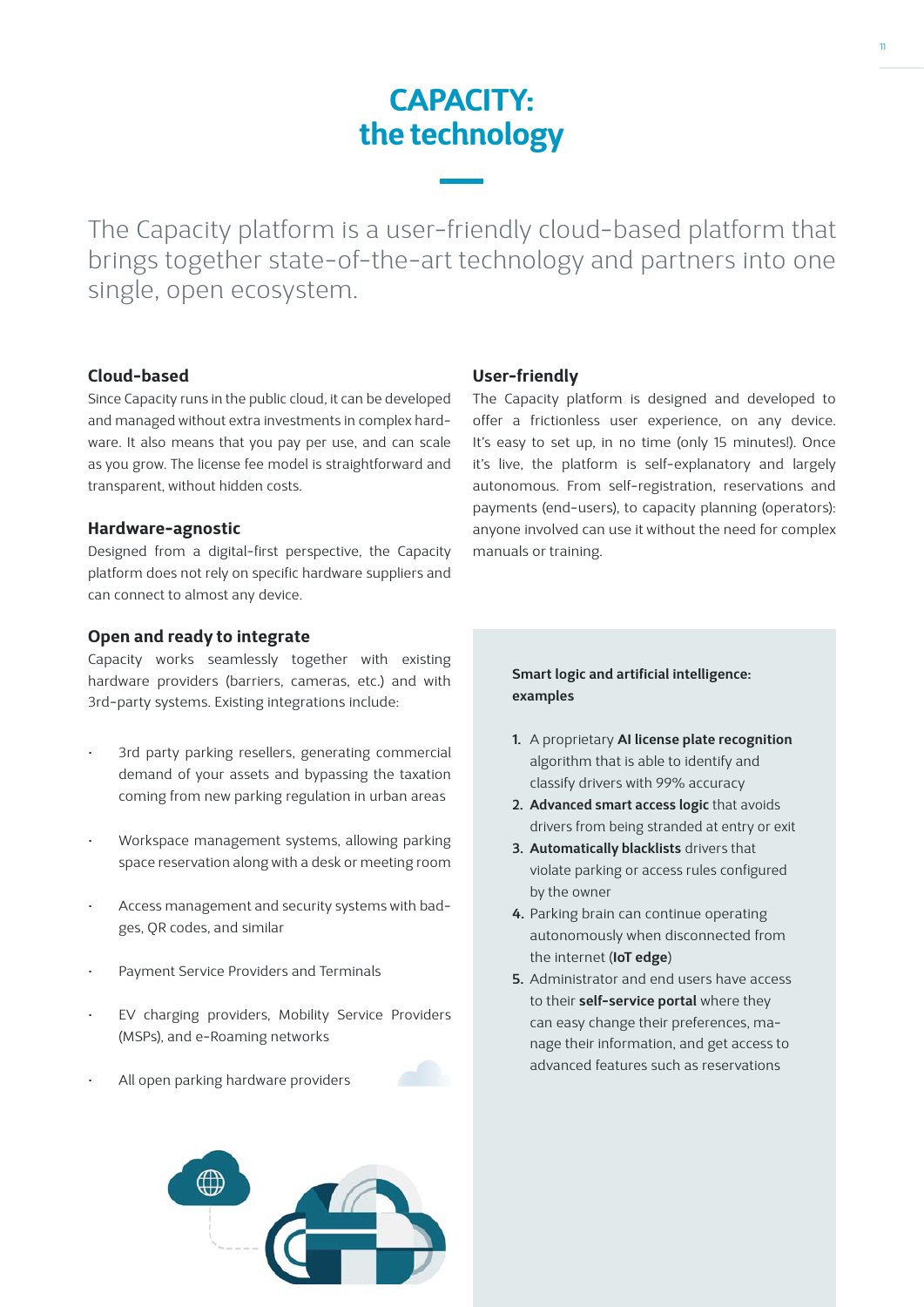# CAPACITY: the technology

The Capacity platform is a user-friendly cloud-based platform that brings together state-of-the-art technology and partners into one single, open ecosystem.

### Cloud-based

Since Capacity runs in the public cloud, it can be developed and managed without extra investments in complex hardware. It also means that you pay per use, and can scale as you grow. The license fee model is straightforward and transparent, without hidden costs.

### Hardware-agnostic

Designed from a digital-first perspective, the Capacity platform does not rely on specific hardware suppliers and can connect to almost any device.

### Open and ready to integrate

Capacity works seamlessly together with existing hardware providers (barriers, cameras, etc.) and with 3rd-party systems. Existing integrations include:

- 3rd party parking resellers, generating commercial demand of your assets and bypassing the taxation coming from new parking regulation in urban areas
- Workspace management systems, allowing parking space reservation along with a desk or meeting room
- Access management and security systems with badges, QR codes, and similar
- Payment Service Providers and Terminals
- EV charging providers, Mobility Service Providers (MSPs), and e-Roaming networks
- All open parking hardware providers

### User-friendly

The Capacity platform is designed and developed to offer a frictionless user experience, on any device. It's easy to set up, in no time (only 15 minutes!). Once it's live, the platform is self-explanatory and largely autonomous. From self-registration, reservations and payments (end-users), to capacity planning (operators): anyone involved can use it without the need for complex manuals or training.

**Smart logic and artificial intelligence: examples**

1. A proprietary **AI license plate recognition** algorithm that is able to identify and classify drivers with 99% accuracy
2. **Advanced smart access logic** that avoids drivers from being stranded at entry or exit
3. **Automatically blacklists** drivers that violate parking or access rules configured by the owner
4. Parking brain can continue operating autonomously when disconnected from the internet (**IoT edge**)
5. Administrator and end users have access to their **self-service portal** where they can easy change their preferences, manage their information, and get access to advanced features such as reservations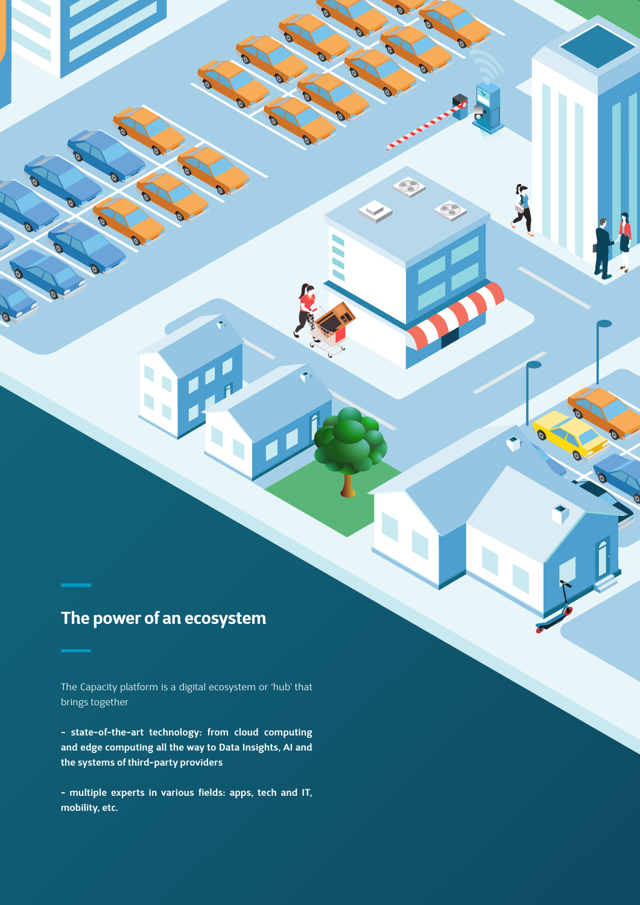## The power of an ecosystem

The Capacity platform is a digital ecosystem or 'hub' that brings together

**- state-of-the-art technology: from cloud computing and edge computing all the way to Data Insights, AI and the systems of third-party providers**

**- multiple experts in various fields: apps, tech and IT, mobility, etc.**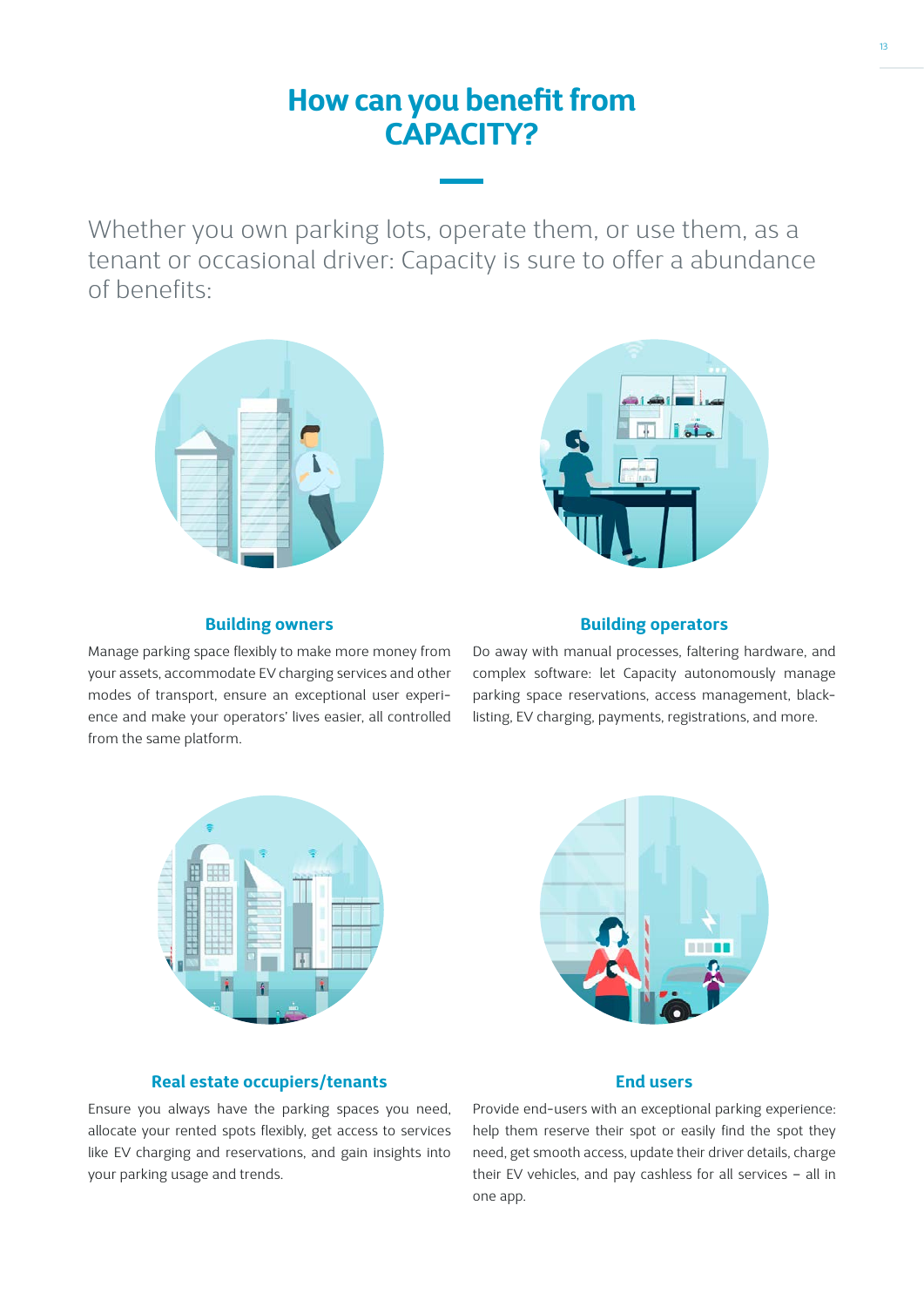# How can you benefit from CAPACITY?

Whether you own parking lots, operate them, or use them, as a tenant or occasional driver: Capacity is sure to offer a abundance of benefits:

### Building owners

Manage parking space flexibly to make more money from your assets, accommodate EV charging services and other modes of transport, ensure an exceptional user experience and make your operators' lives easier, all controlled from the same platform.

### Building operators

Do away with manual processes, faltering hardware, and complex software: let Capacity autonomously manage parking space reservations, access management, blacklisting, EV charging, payments, registrations, and more.

### Real estate occupiers/tenants

Ensure you always have the parking spaces you need, allocate your rented spots flexibly, get access to services like EV charging and reservations, and gain insights into your parking usage and trends.

### End users

Provide end-users with an exceptional parking experience: help them reserve their spot or easily find the spot they need, get smooth access, update their driver details, charge their EV vehicles, and pay cashless for all services – all in one app.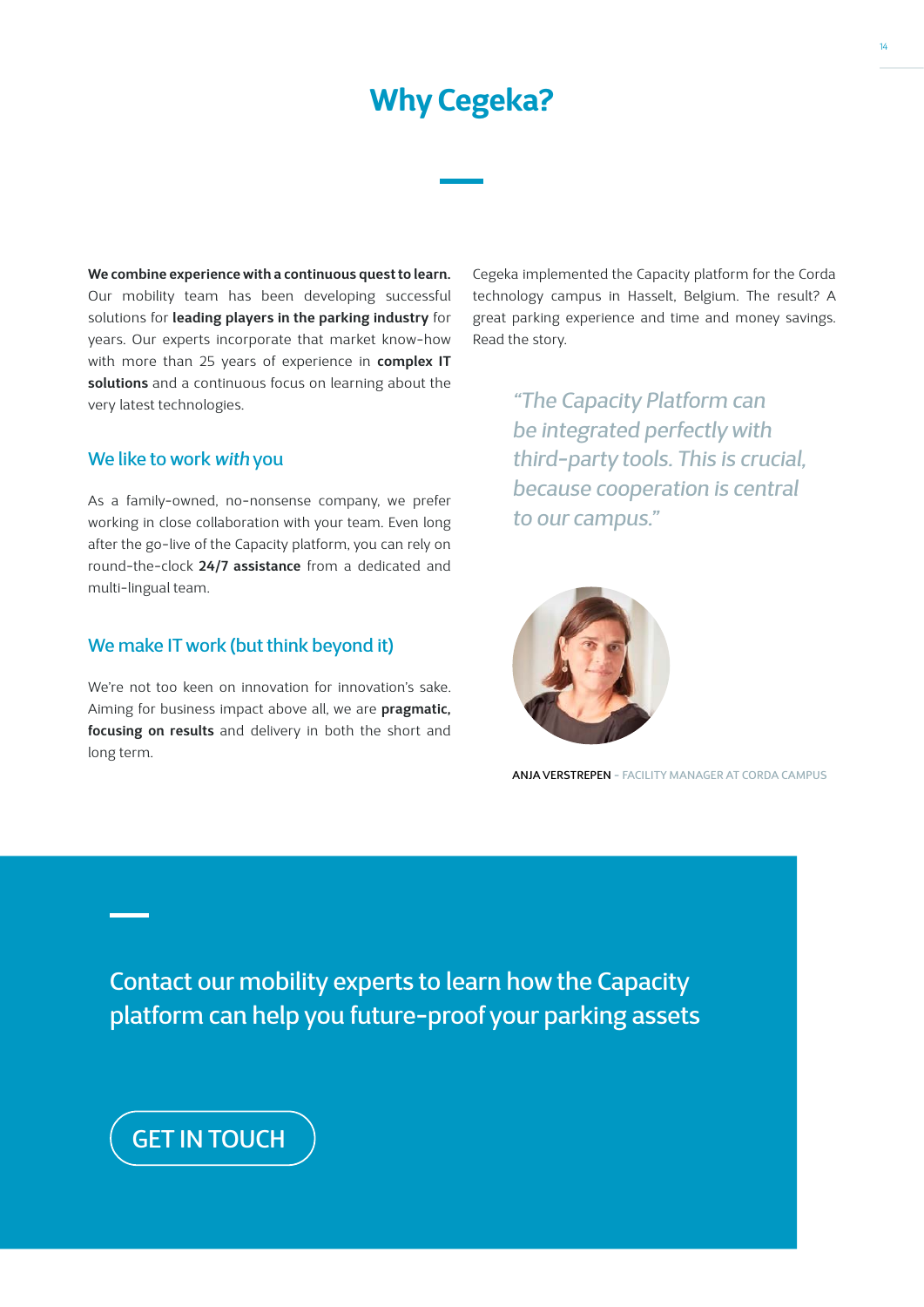# Why Cegeka?

**We combine experience with a continuous quest to learn.** Our mobility team has been developing successful solutions for **leading players in the parking industry** for years. Our experts incorporate that market know-how with more than 25 years of experience in **complex IT solutions** and a continuous focus on learning about the very latest technologies.

## We like to work *with* you

As a family-owned, no-nonsense company, we prefer working in close collaboration with your team. Even long after the go-live of the Capacity platform, you can rely on round-the-clock **24/7 assistance** from a dedicated and multi-lingual team.

## We make IT work (but think beyond it)

We're not too keen on innovation for innovation's sake. Aiming for business impact above all, we are **pragmatic, focusing on results** and delivery in both the short and long term.

Cegeka implemented the Capacity platform for the Corda technology campus in Hasselt, Belgium. The result? A great parking experience and time and money savings. Read the story.

> *"The Capacity Platform can be integrated perfectly with third-party tools. This is crucial, because cooperation is central to our campus."*

ANJA VERSTREPEN - FACILITY MANAGER AT CORDA CAMPUS

Contact our mobility experts to learn how the Capacity platform can help you future-proof your parking assets

GET IN TOUCH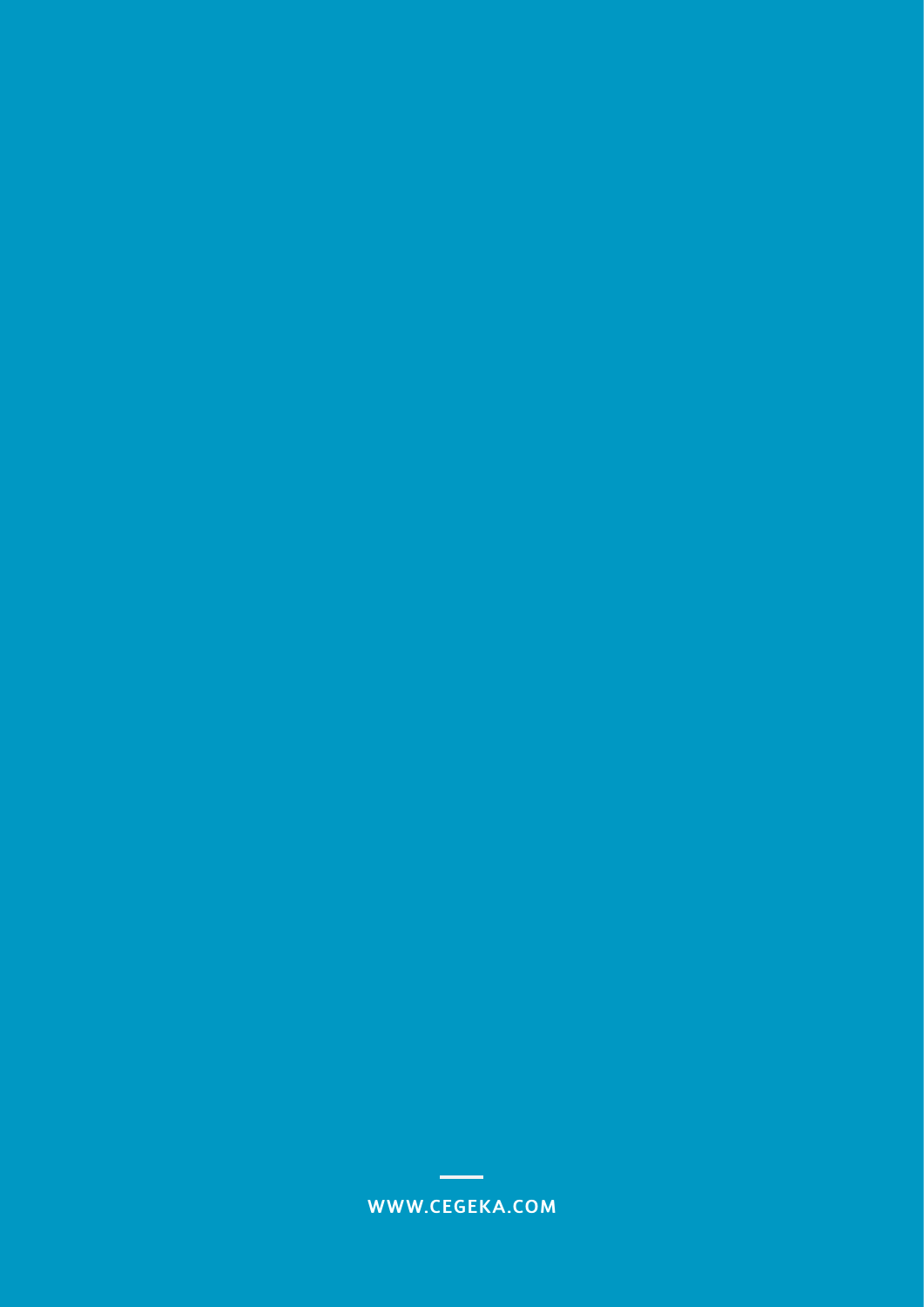WWW.CEGEKA.COM